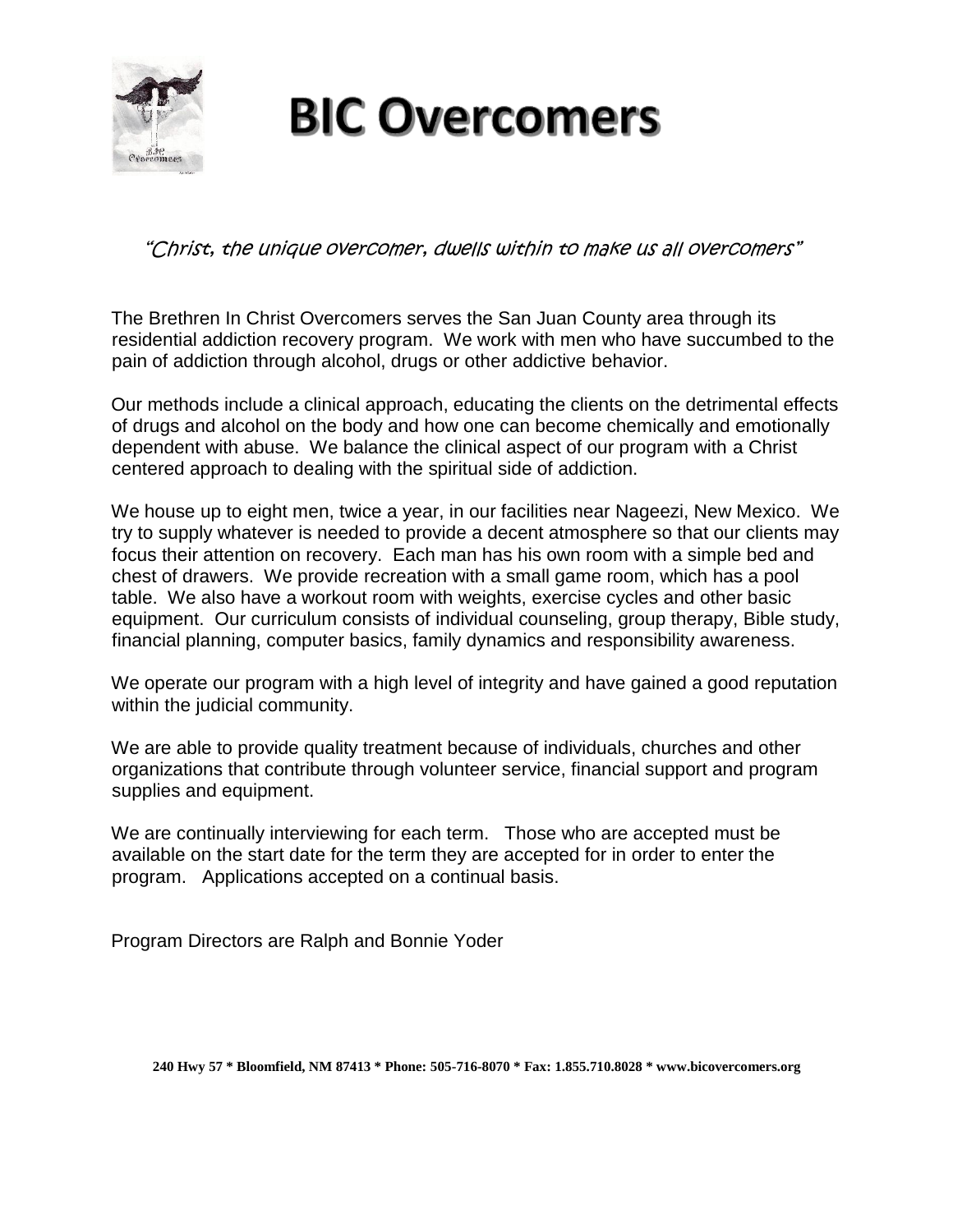# BIC Overcomers

*"Christ, the unique overcomer, dwells within to make us all overcomers"*

The Brethren In Christ Overcomers serves the San Juan County area through its residential addiction recovery program. We work with men who have succumbed to the pain of addiction through alcohol, drugs or other addictive behavior.

Our methods include a clinical approach, educating the clients on the detrimental effects of drugs and alcohol on the body and how one can become chemically and emotionally dependent with abuse. We balance the clinical aspect of our program with a Christ centered approach to dealing with the spiritual side of addiction.

We house up to eight men, twice a year, in our facilities near Nageezi, New Mexico. We try to supply whatever is needed to provide a decent atmosphere so that our clients may focus their attention on recovery. Each man has his own room with a simple bed and chest of drawers. We provide recreation with a small game room, which has a pool table. We also have a workout room with weights, exercise cycles and other basic equipment. Our curriculum consists of individual counseling, group therapy, Bible study, financial planning, computer basics, family dynamics and responsibility awareness.

We operate our program with a high level of integrity and have gained a good reputation within the judicial community.

We are able to provide quality treatment because of individuals, churches and other organizations that contribute through volunteer service, financial support and program supplies and equipment.

We are continually interviewing for each term. Those who are accepted must be available on the start date for the term they are accepted for in order to enter the program. Applications accepted on a continual basis.

Program Directors are Ralph and Bonnie Yoder

**240 Hwy 57 * Bloomfield, NM 87413 * Phone: 505-716-8070 * Fax: 1.855.710.8028 * www.bicovercomers.org**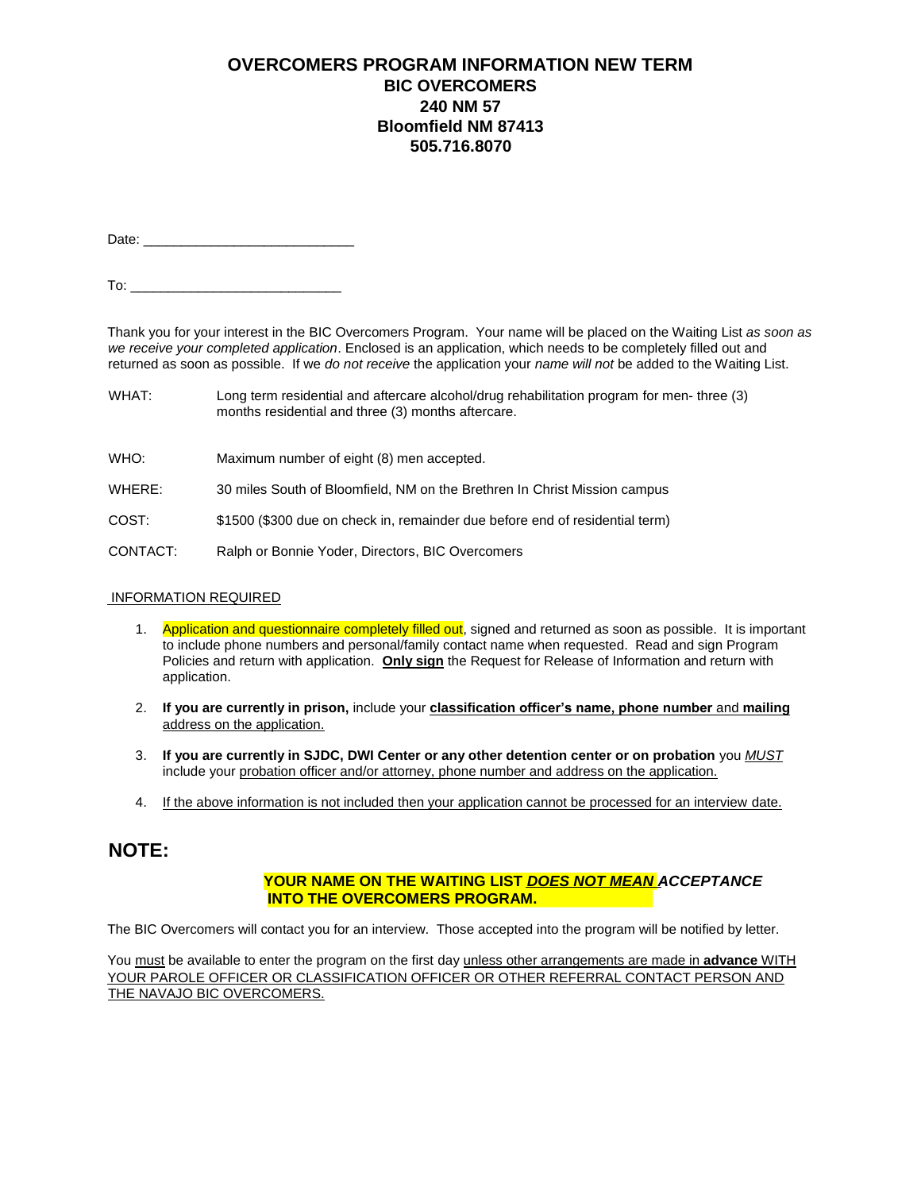# OVERCOMERS PROGRAM INFORMATION NEW TERM

**BIC OVERCOMERS**
**240 NM 57**
**Bloomfield NM 87413**
**505.716.8070**

Date: ____________________________

To: ____________________________

Thank you for your interest in the BIC Overcomers Program. Your name will be placed on the Waiting List *as soon as we receive your completed application*. Enclosed is an application, which needs to be completely filled out and returned as soon as possible. If we *do not receive* the application your *name will not* be added to the Waiting List.

| | |
|---|---|
| WHAT: | Long term residential and aftercare alcohol/drug rehabilitation program for men- three (3) months residential and three (3) months aftercare. |
| WHO: | Maximum number of eight (8) men accepted. |
| WHERE: | 30 miles South of Bloomfield, NM on the Brethren In Christ Mission campus |
| COST: | $1500 ($300 due on check in, remainder due before end of residential term) |
| CONTACT: | Ralph or Bonnie Yoder, Directors, BIC Overcomers |

INFORMATION REQUIRED

1. Application and questionnaire completely filled out, signed and returned as soon as possible. It is important to include phone numbers and personal/family contact name when requested. Read and sign Program Policies and return with application. **Only sign** the Request for Release of Information and return with application.
2. **If you are currently in prison,** include your **classification officer's name, phone number** and **mailing** address on the application.
3. **If you are currently in SJDC, DWI Center or any other detention center or on probation** you ***MUST*** include your probation officer and/or attorney, phone number and address on the application.
4. If the above information is not included then your application cannot be processed for an interview date.

## NOTE:

**YOUR NAME ON THE WAITING LIST *DOES NOT MEAN ACCEPTANCE* INTO THE OVERCOMERS PROGRAM.**

The BIC Overcomers will contact you for an interview. Those accepted into the program will be notified by letter.

You must be available to enter the program on the first day unless other arrangements are made in **advance** WITH YOUR PAROLE OFFICER OR CLASSIFICATION OFFICER OR OTHER REFERRAL CONTACT PERSON AND THE NAVAJO BIC OVERCOMERS.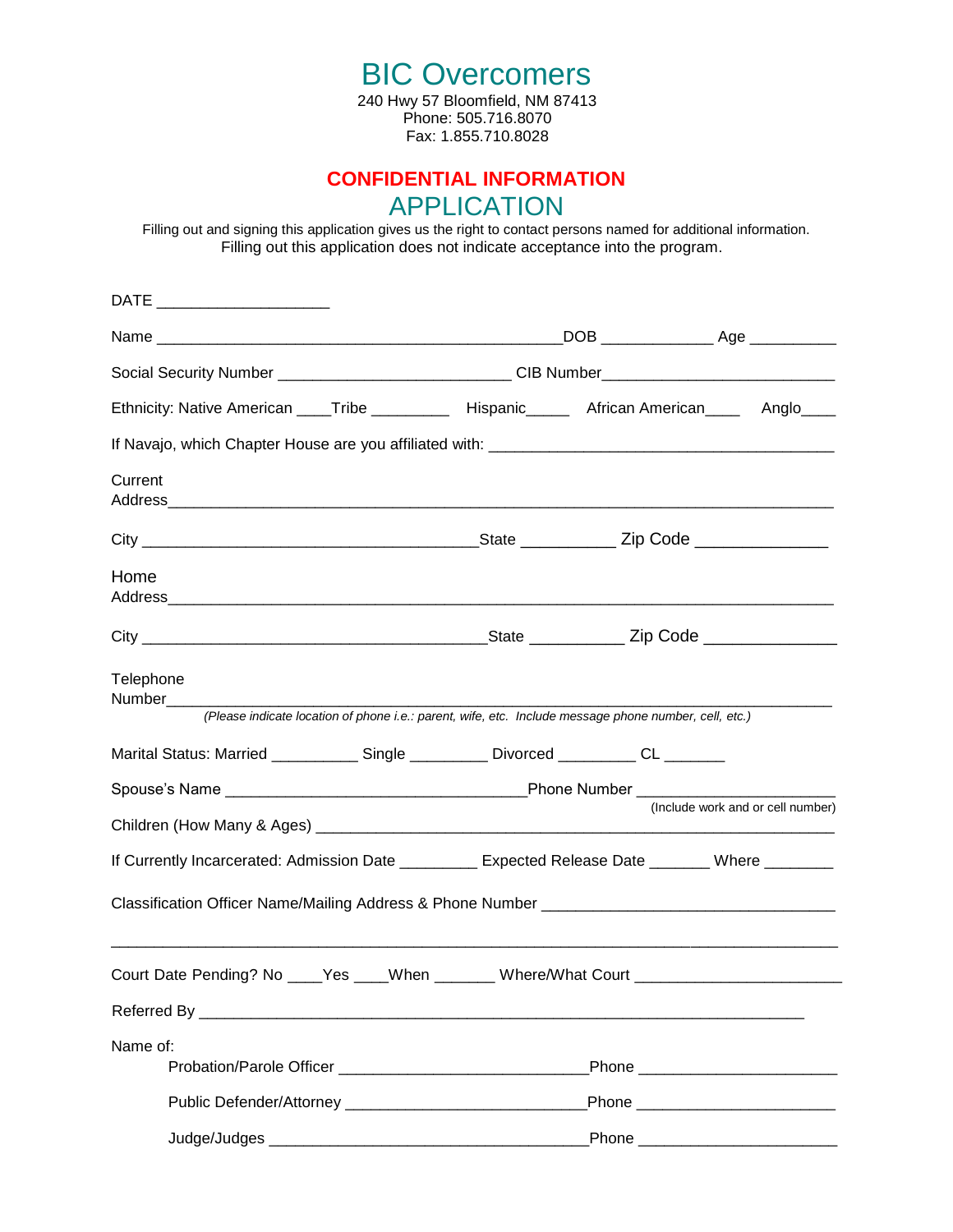# BIC Overcomers

240 Hwy 57 Bloomfield, NM 87413
Phone: 505.716.8070
Fax: 1.855.710.8028

## CONFIDENTIAL INFORMATION

## APPLICATION

Filling out and signing this application gives us the right to contact persons named for additional information.
Filling out this application does not indicate acceptance into the program.

DATE ___________________

Name _____________________________________________DOB ____________ Age __________

Social Security Number _________________________ CIB Number_________________________

Ethnicity: Native American ____Tribe _________ Hispanic_____ African American____ Anglo____

If Navajo, which Chapter House are you affiliated with: ______________________________________

Current Address_________________________________________________________________________

City _____________________________________State __________ Zip Code ______________

Home Address_________________________________________________________________________

City ______________________________________State __________ Zip Code ______________

Telephone Number_______________________________________________________________________
*(Please indicate location of phone i.e.: parent, wife, etc. Include message phone number, cell, etc.)*

Marital Status: Married __________ Single _________ Divorced _________ CL _______

Spouse's Name _________________________________Phone Number ______________________
(Include work and or cell number)

Children (How Many & Ages) ____________________________________________________________

If Currently Incarcerated: Admission Date _________ Expected Release Date _______ Where ________

Classification Officer Name/Mailing Address & Phone Number _________________________________

_____________________________________________________________________________________

Court Date Pending? No ____Yes ____When _______ Where/What Court _______________________

Referred By ___________________________________________________________________

Name of:

Probation/Parole Officer ___________________________Phone ______________________

Public Defender/Attorney ___________________________Phone ______________________

Judge/Judges ___________________________________Phone ______________________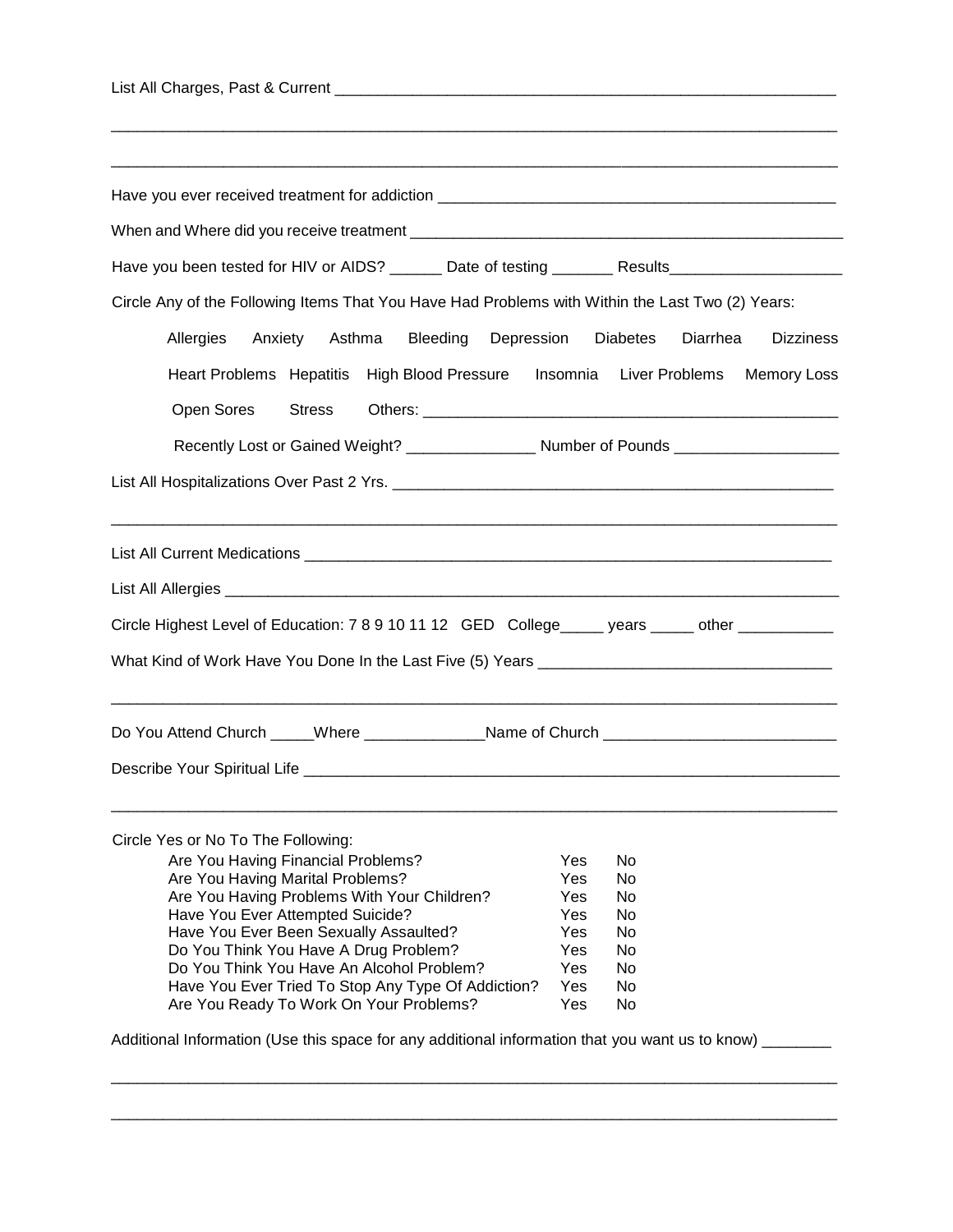List All Charges, Past & Current ____________________________________________________________

_____________________________________________________________________________________

_____________________________________________________________________________________

Have you ever received treatment for addiction ________________________________________________

When and Where did you receive treatment ____________________________________________________

Have you been tested for HIV or AIDS? ______ Date of testing _______ Results___________________

Circle Any of the Following Items That You Have Had Problems with Within the Last Two (2) Years:

Allergies   Anxiety   Asthma   Bleeding   Depression   Diabetes   Diarrhea   Dizziness

Heart Problems   Hepatitis   High Blood Pressure   Insomnia   Liver Problems   Memory Loss

Open Sores   Stress   Others: ______________________________________________

Recently Lost or Gained Weight? _______________ Number of Pounds ___________________

List All Hospitalizations Over Past 2 Yrs. ____________________________________________________

_____________________________________________________________________________________

List All Current Medications _______________________________________________________________

List All Allergies _________________________________________________________________________

Circle Highest Level of Education: 7 8 9 10 11 12   GED   College_____ years _____ other ___________

What Kind of Work Have You Done In the Last Five (5) Years __________________________________

_____________________________________________________________________________________

Do You Attend Church _____Where ______________Name of Church __________________________

Describe Your Spiritual Life __________________________________________________________________

_____________________________________________________________________________________

Circle Yes or No To The Following:

| | | |
|---|---|---|
| Are You Having Financial Problems? | Yes | No |
| Are You Having Marital Problems? | Yes | No |
| Are You Having Problems With Your Children? | Yes | No |
| Have You Ever Attempted Suicide? | Yes | No |
| Have You Ever Been Sexually Assaulted? | Yes | No |
| Do You Think You Have A Drug Problem? | Yes | No |
| Do You Think You Have An Alcohol Problem? | Yes | No |
| Have You Ever Tried To Stop Any Type Of Addiction? | Yes | No |
| Are You Ready To Work On Your Problems? | Yes | No |

Additional Information (Use this space for any additional information that you want us to know) ________

_____________________________________________________________________________________

_____________________________________________________________________________________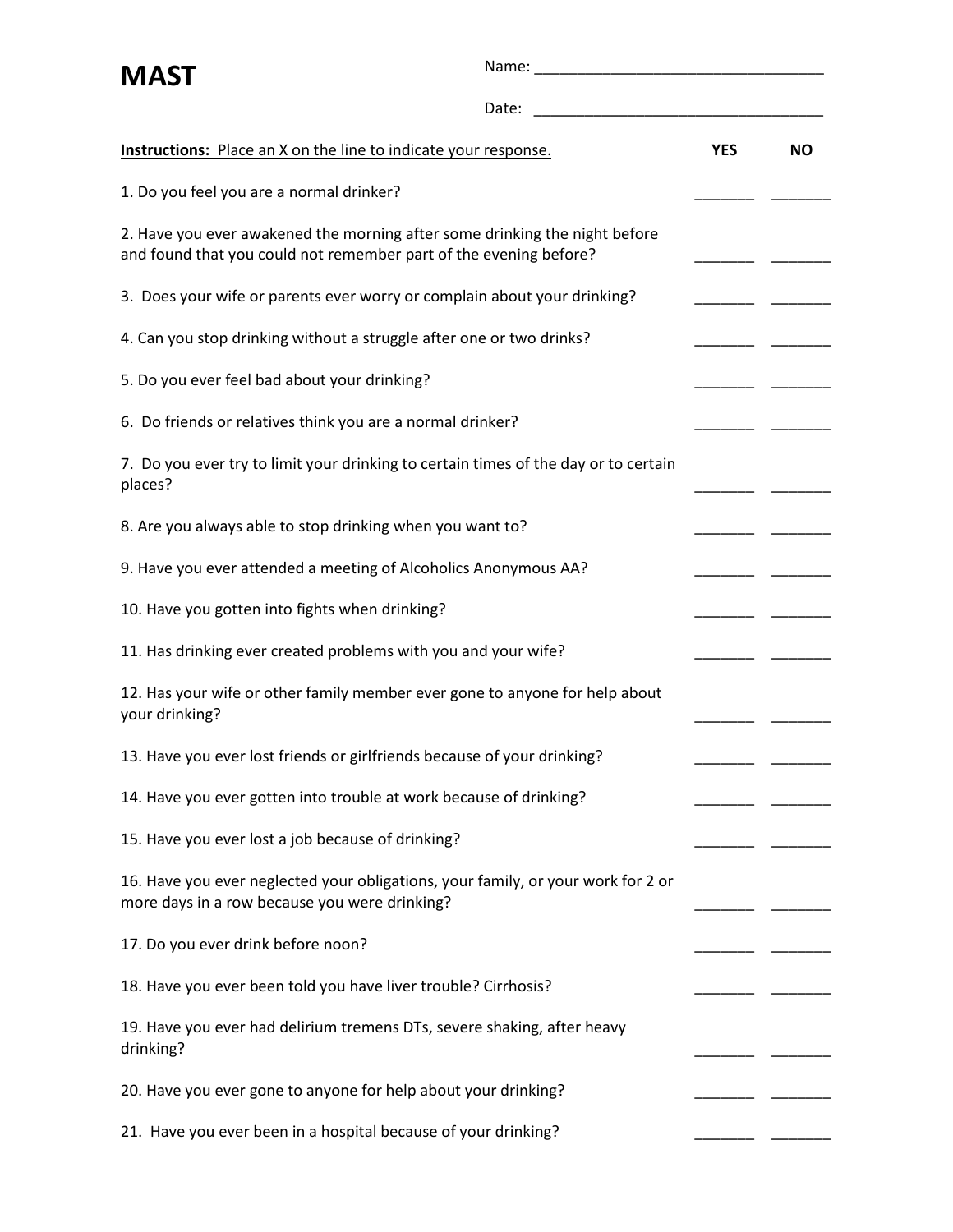# MAST

Name: ___________________________________

Date: ___________________________________

| **<u>Instructions:</u> <u>Place an X on the line to indicate your response.</u>** | **YES** | **NO** |
|---|---|---|
| 1. Do you feel you are a normal drinker? | _______ | _______ |
| 2. Have you ever awakened the morning after some drinking the night before and found that you could not remember part of the evening before? | _______ | _______ |
| 3. Does your wife or parents ever worry or complain about your drinking? | _______ | _______ |
| 4. Can you stop drinking without a struggle after one or two drinks? | _______ | _______ |
| 5. Do you ever feel bad about your drinking? | _______ | _______ |
| 6. Do friends or relatives think you are a normal drinker? | _______ | _______ |
| 7. Do you ever try to limit your drinking to certain times of the day or to certain places? | _______ | _______ |
| 8. Are you always able to stop drinking when you want to? | _______ | _______ |
| 9. Have you ever attended a meeting of Alcoholics Anonymous AA? | _______ | _______ |
| 10. Have you gotten into fights when drinking? | _______ | _______ |
| 11. Has drinking ever created problems with you and your wife? | _______ | _______ |
| 12. Has your wife or other family member ever gone to anyone for help about your drinking? | _______ | _______ |
| 13. Have you ever lost friends or girlfriends because of your drinking? | _______ | _______ |
| 14. Have you ever gotten into trouble at work because of drinking? | _______ | _______ |
| 15. Have you ever lost a job because of drinking? | _______ | _______ |
| 16. Have you ever neglected your obligations, your family, or your work for 2 or more days in a row because you were drinking? | _______ | _______ |
| 17. Do you ever drink before noon? | _______ | _______ |
| 18. Have you ever been told you have liver trouble? Cirrhosis? | _______ | _______ |
| 19. Have you ever had delirium tremens DTs, severe shaking, after heavy drinking? | _______ | _______ |
| 20. Have you ever gone to anyone for help about your drinking? | _______ | _______ |
| 21. Have you ever been in a hospital because of your drinking? | _______ | _______ |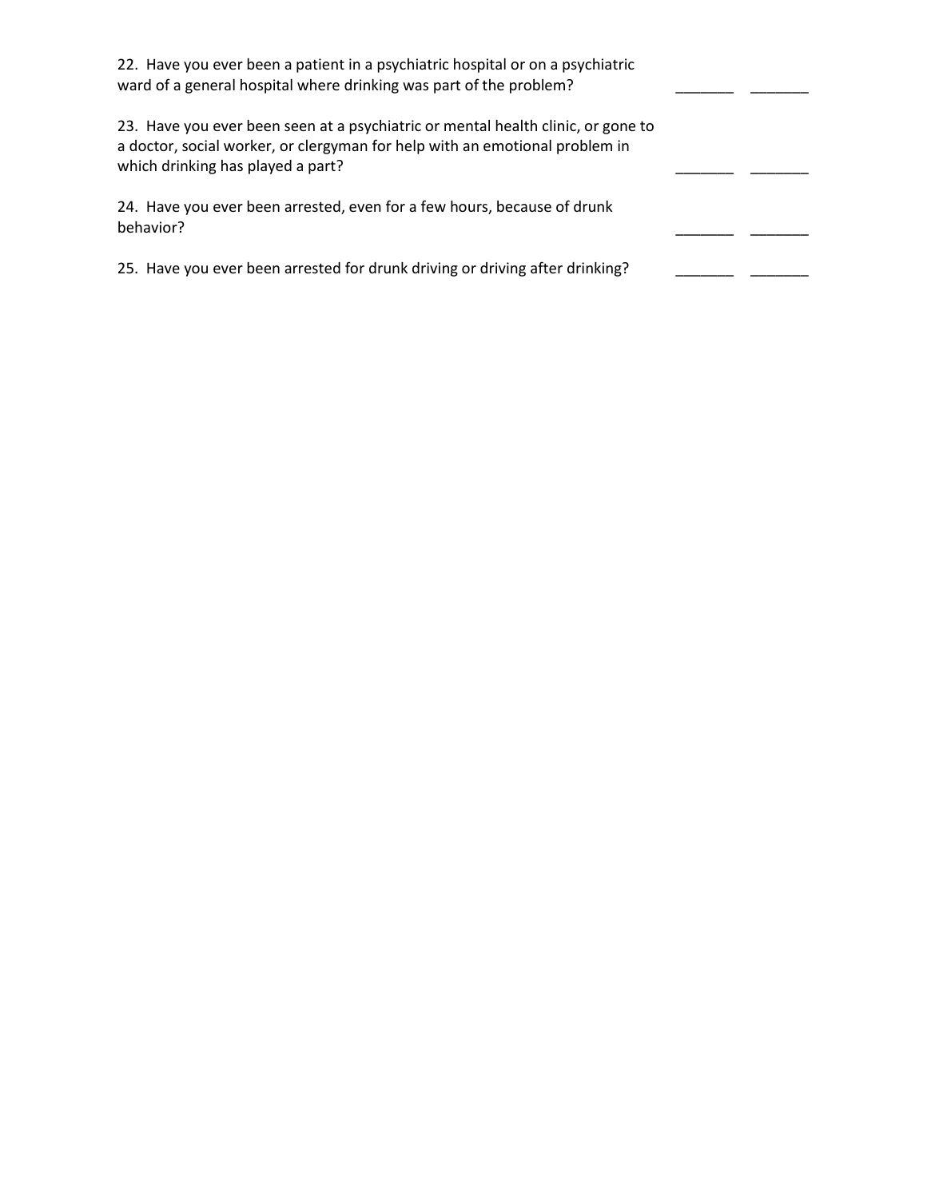22. Have you ever been a patient in a psychiatric hospital or on a psychiatric ward of a general hospital where drinking was part of the problem? _______ _______

23. Have you ever been seen at a psychiatric or mental health clinic, or gone to a doctor, social worker, or clergyman for help with an emotional problem in which drinking has played a part? _______ _______

24. Have you ever been arrested, even for a few hours, because of drunk behavior? _______ _______

25. Have you ever been arrested for drunk driving or driving after drinking? _______ _______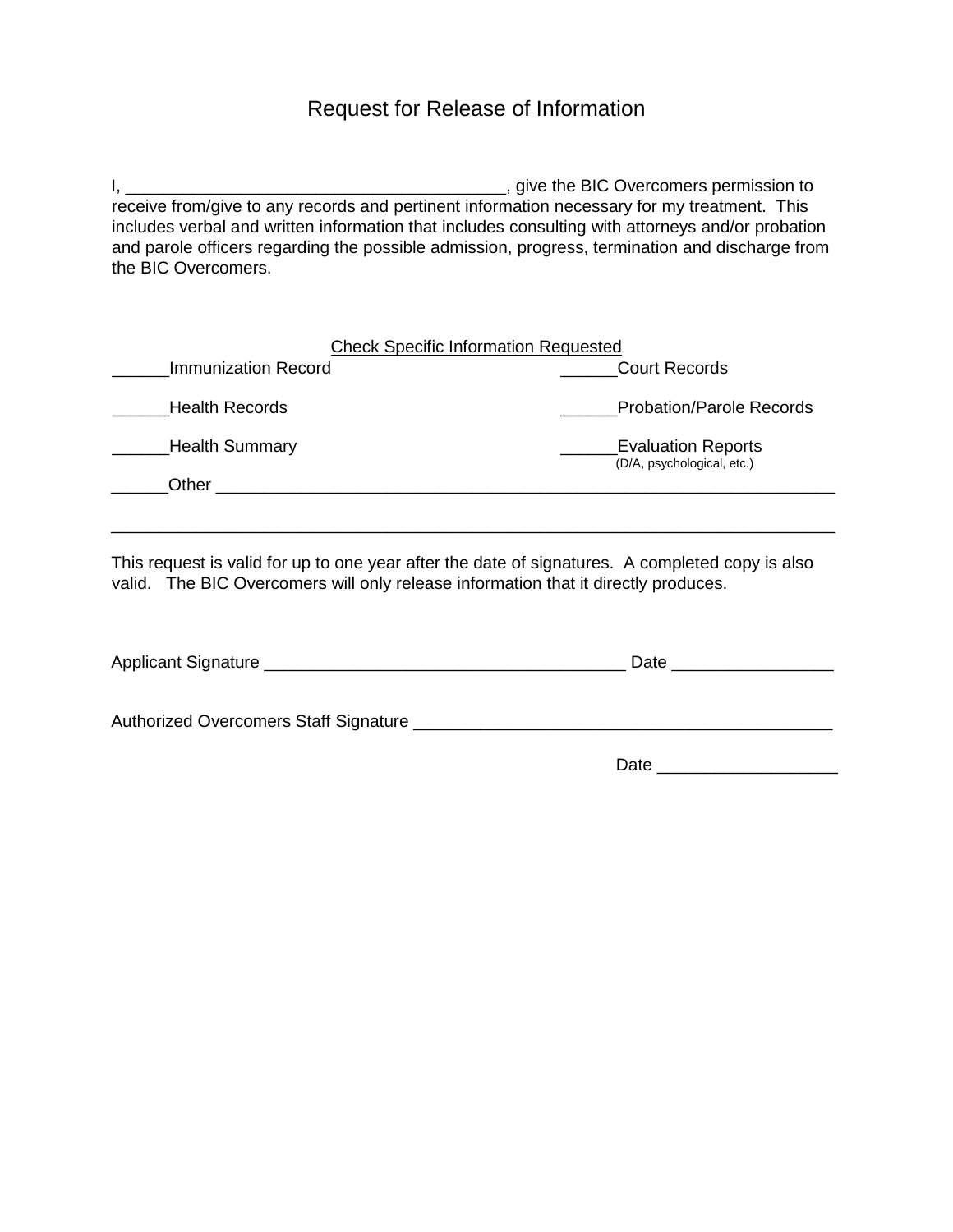# Request for Release of Information

I, ________________________________________, give the BIC Overcomers permission to receive from/give to any records and pertinent information necessary for my treatment. This includes verbal and written information that includes consulting with attorneys and/or probation and parole officers regarding the possible admission, progress, termination and discharge from the BIC Overcomers.

<u>Check Specific Information Requested</u>

______Immunization Record

______Health Records

______Health Summary

______Court Records

______Probation/Parole Records

______Evaluation Reports
(D/A, psychological, etc.)

______Other ______________________________________________________________________

_____________________________________________________________________________

This request is valid for up to one year after the date of signatures. A completed copy is also valid. The BIC Overcomers will only release information that it directly produces.

Applicant Signature ______________________________________ Date ________________

Authorized Overcomers Staff Signature ___________________________________________

Date __________________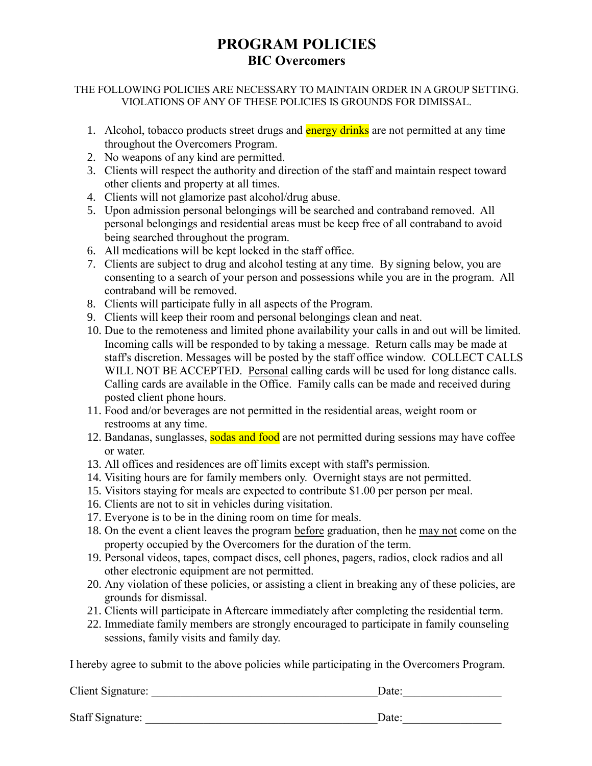# PROGRAM POLICIES

## BIC Overcomers

THE FOLLOWING POLICIES ARE NECESSARY TO MAINTAIN ORDER IN A GROUP SETTING. VIOLATIONS OF ANY OF THESE POLICIES IS GROUNDS FOR DIMISSAL.

1. Alcohol, tobacco products street drugs and energy drinks are not permitted at any time throughout the Overcomers Program.
2. No weapons of any kind are permitted.
3. Clients will respect the authority and direction of the staff and maintain respect toward other clients and property at all times.
4. Clients will not glamorize past alcohol/drug abuse.
5. Upon admission personal belongings will be searched and contraband removed. All personal belongings and residential areas must be keep free of all contraband to avoid being searched throughout the program.
6. All medications will be kept locked in the staff office.
7. Clients are subject to drug and alcohol testing at any time. By signing below, you are consenting to a search of your person and possessions while you are in the program. All contraband will be removed.
8. Clients will participate fully in all aspects of the Program.
9. Clients will keep their room and personal belongings clean and neat.
10. Due to the remoteness and limited phone availability your calls in and out will be limited. Incoming calls will be responded to by taking a message. Return calls may be made at staff's discretion. Messages will be posted by the staff office window. COLLECT CALLS WILL NOT BE ACCEPTED. <u>Personal</u> calling cards will be used for long distance calls. Calling cards are available in the Office. Family calls can be made and received during posted client phone hours.
11. Food and/or beverages are not permitted in the residential areas, weight room or restrooms at any time.
12. Bandanas, sunglasses, sodas and food are not permitted during sessions may have coffee or water.
13. All offices and residences are off limits except with staff's permission.
14. Visiting hours are for family members only. Overnight stays are not permitted.
15. Visitors staying for meals are expected to contribute $1.00 per person per meal.
16. Clients are not to sit in vehicles during visitation.
17. Everyone is to be in the dining room on time for meals.
18. On the event a client leaves the program <u>before</u> graduation, then he <u>may not</u> come on the property occupied by the Overcomers for the duration of the term.
19. Personal videos, tapes, compact discs, cell phones, pagers, radios, clock radios and all other electronic equipment are not permitted.
20. Any violation of these policies, or assisting a client in breaking any of these policies, are grounds for dismissal.
21. Clients will participate in Aftercare immediately after completing the residential term.
22. Immediate family members are strongly encouraged to participate in family counseling sessions, family visits and family day.

I hereby agree to submit to the above policies while participating in the Overcomers Program.

Client Signature: ______________________________________ Date: ________________

Staff Signature: ______________________________________ Date: ________________